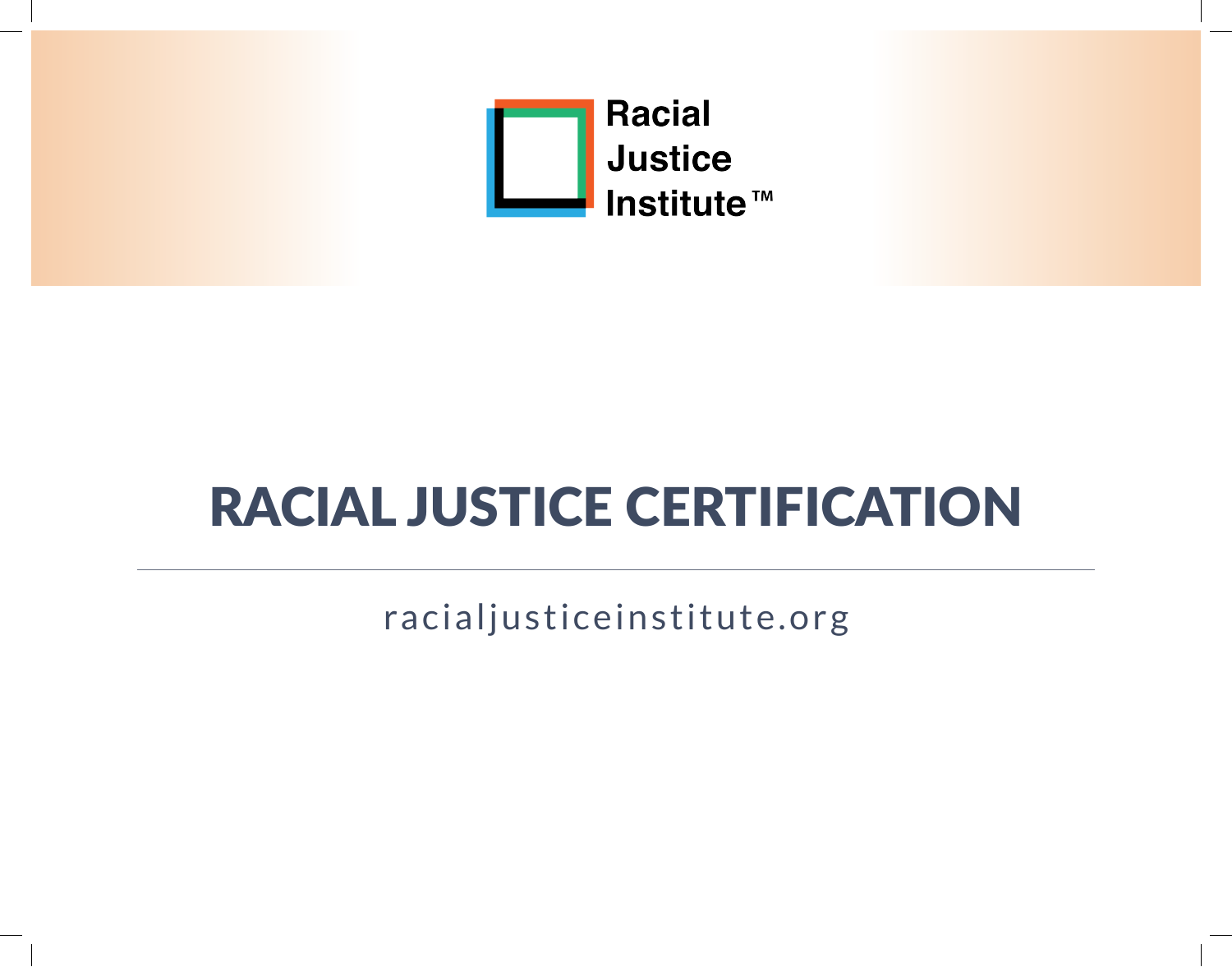Racial
Justice
Institute™

# RACIAL JUSTICE CERTIFICATION

racialjusticeinstitute.org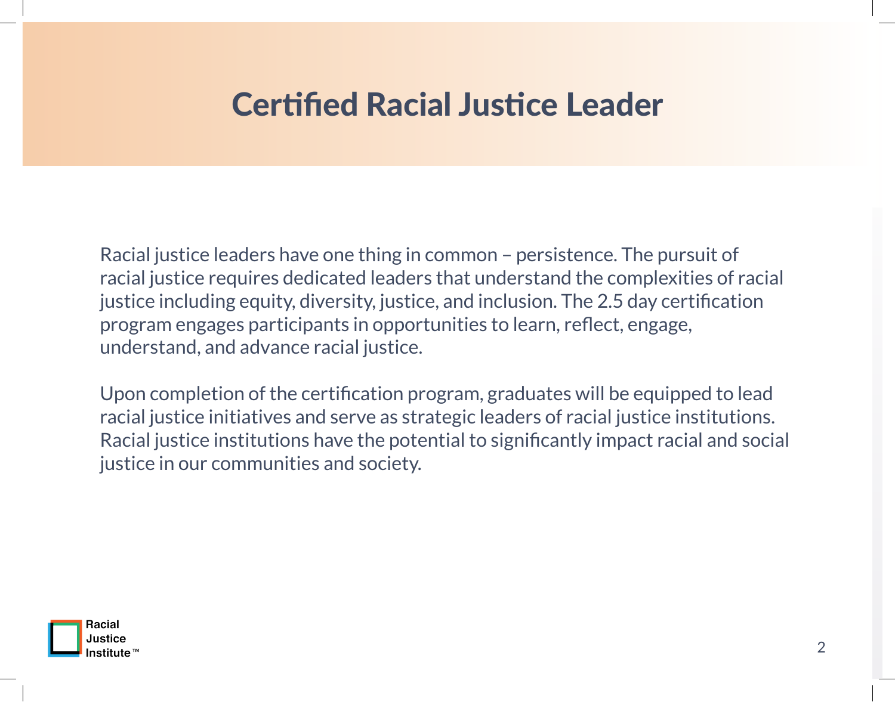# Certified Racial Justice Leader

Racial justice leaders have one thing in common – persistence. The pursuit of racial justice requires dedicated leaders that understand the complexities of racial justice including equity, diversity, justice, and inclusion. The 2.5 day certification program engages participants in opportunities to learn, reflect, engage, understand, and advance racial justice.

Upon completion of the certification program, graduates will be equipped to lead racial justice initiatives and serve as strategic leaders of racial justice institutions. Racial justice institutions have the potential to significantly impact racial and social justice in our communities and society.

Racial Justice Institute™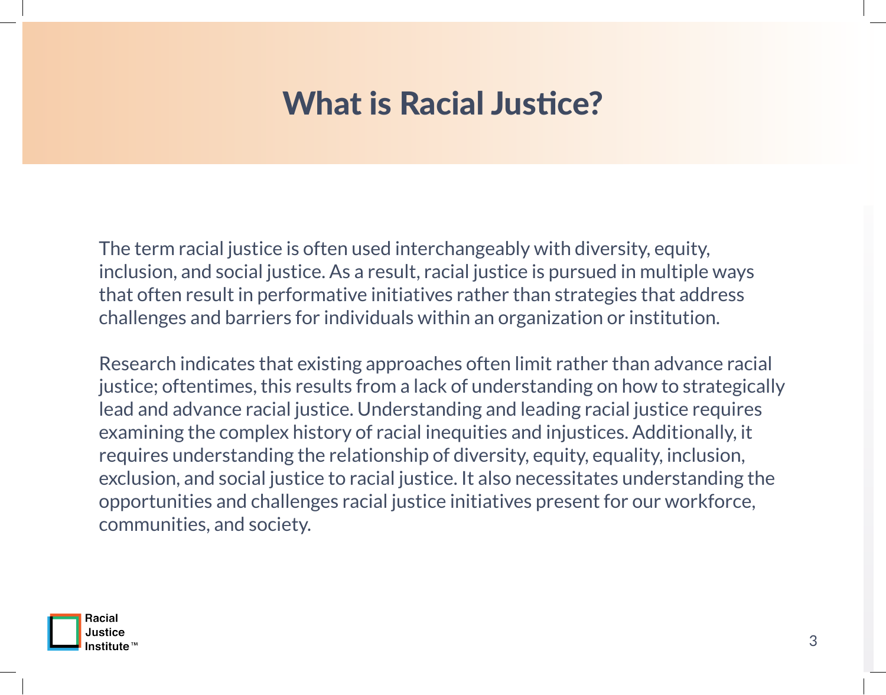# What is Racial Justice?

The term racial justice is often used interchangeably with diversity, equity, inclusion, and social justice. As a result, racial justice is pursued in multiple ways that often result in performative initiatives rather than strategies that address challenges and barriers for individuals within an organization or institution.

Research indicates that existing approaches often limit rather than advance racial justice; oftentimes, this results from a lack of understanding on how to strategically lead and advance racial justice. Understanding and leading racial justice requires examining the complex history of racial inequities and injustices. Additionally, it requires understanding the relationship of diversity, equity, equality, inclusion, exclusion, and social justice to racial justice. It also necessitates understanding the opportunities and challenges racial justice initiatives present for our workforce, communities, and society.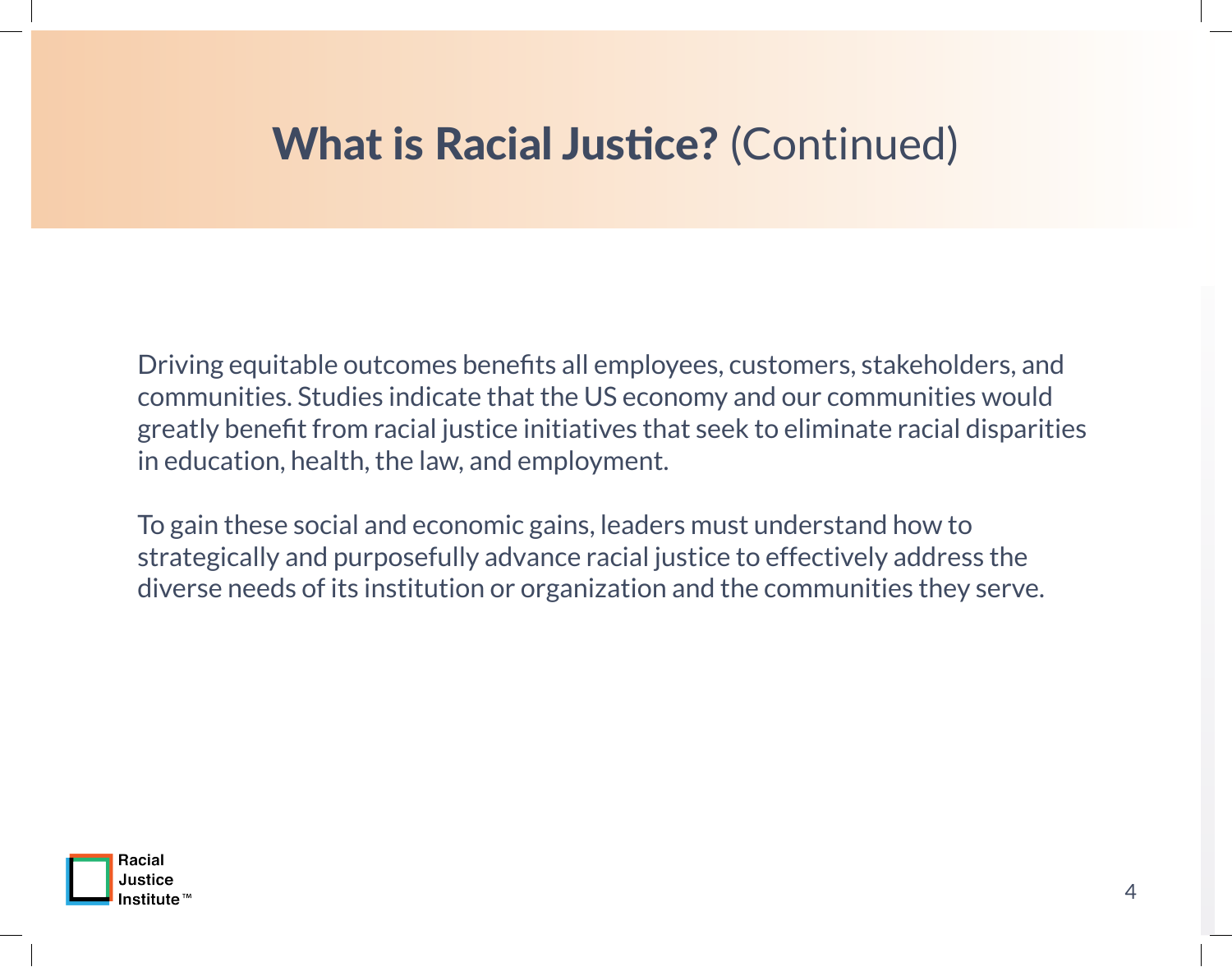# **What is Racial Justice?** (Continued)

Driving equitable outcomes benefits all employees, customers, stakeholders, and communities. Studies indicate that the US economy and our communities would greatly benefit from racial justice initiatives that seek to eliminate racial disparities in education, health, the law, and employment.

To gain these social and economic gains, leaders must understand how to strategically and purposefully advance racial justice to effectively address the diverse needs of its institution or organization and the communities they serve.

Racial Justice Institute™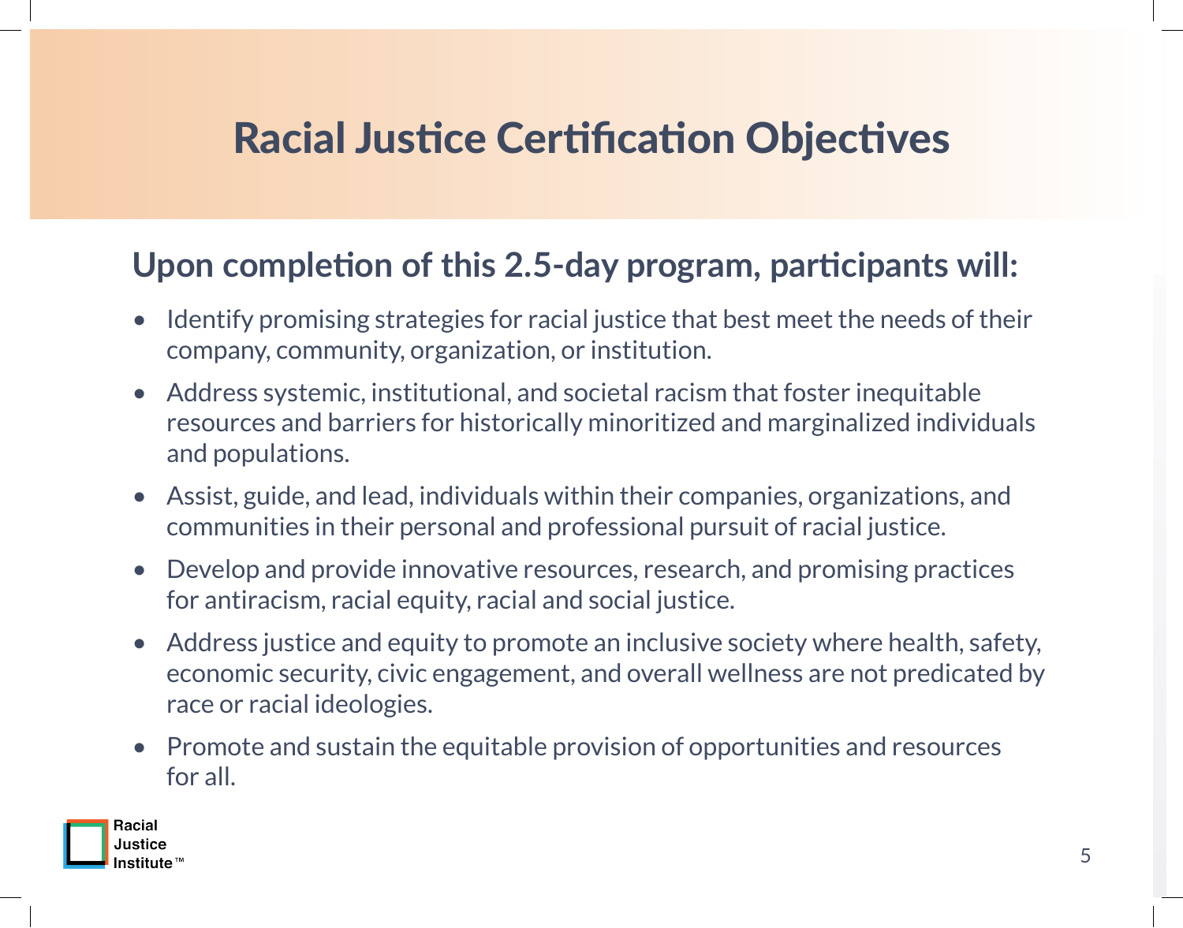# Racial Justice Certification Objectives

## Upon completion of this 2.5-day program, participants will:

- Identify promising strategies for racial justice that best meet the needs of their company, community, organization, or institution.
- Address systemic, institutional, and societal racism that foster inequitable resources and barriers for historically minoritized and marginalized individuals and populations.
- Assist, guide, and lead, individuals within their companies, organizations, and communities in their personal and professional pursuit of racial justice.
- Develop and provide innovative resources, research, and promising practices for antiracism, racial equity, racial and social justice.
- Address justice and equity to promote an inclusive society where health, safety, economic security, civic engagement, and overall wellness are not predicated by race or racial ideologies.
- Promote and sustain the equitable provision of opportunities and resources for all.

Racial Justice Institute™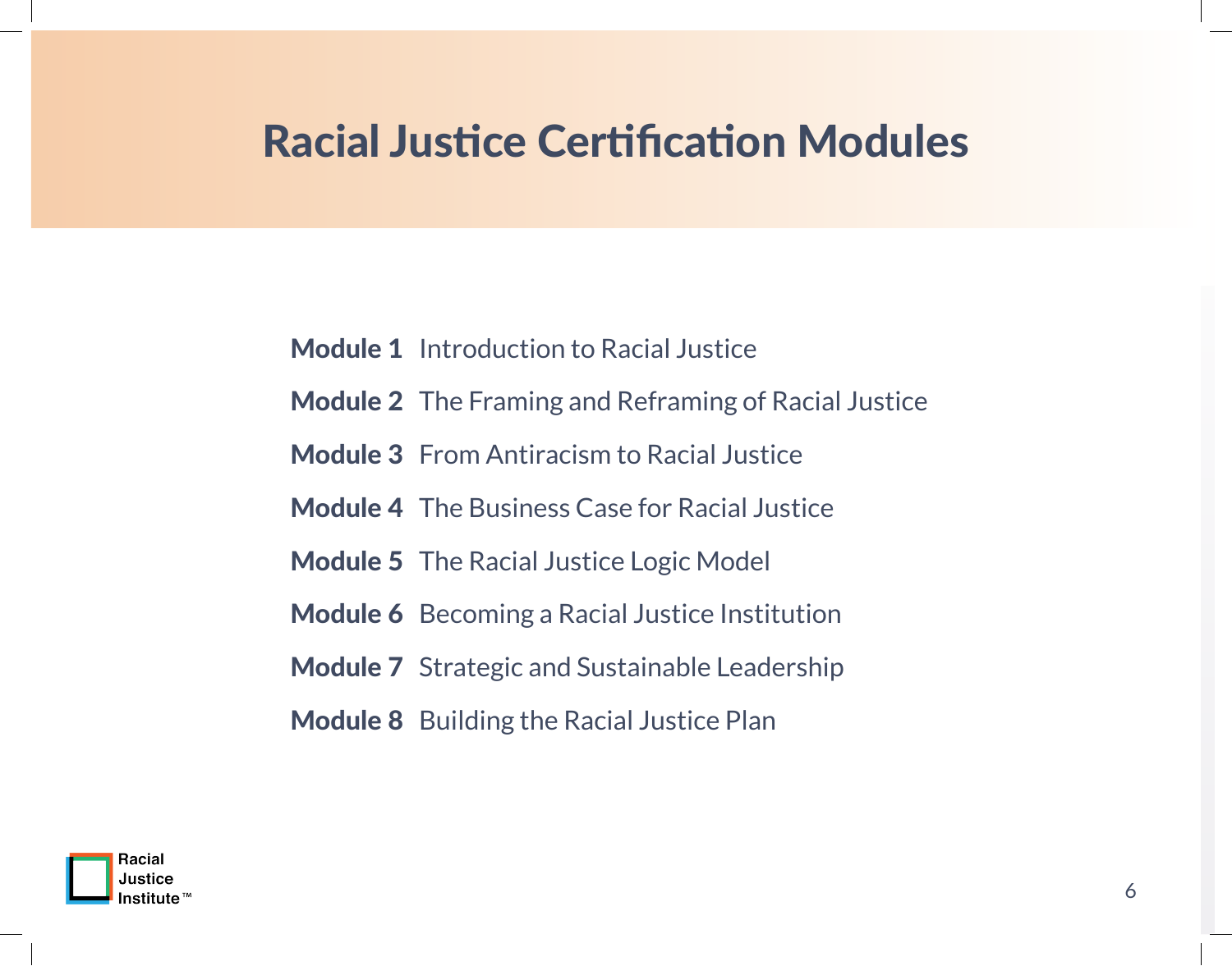# Racial Justice Certification Modules

**Module 1** Introduction to Racial Justice

**Module 2** The Framing and Reframing of Racial Justice

**Module 3** From Antiracism to Racial Justice

**Module 4** The Business Case for Racial Justice

**Module 5** The Racial Justice Logic Model

**Module 6** Becoming a Racial Justice Institution

**Module 7** Strategic and Sustainable Leadership

**Module 8** Building the Racial Justice Plan

Racial Justice Institute™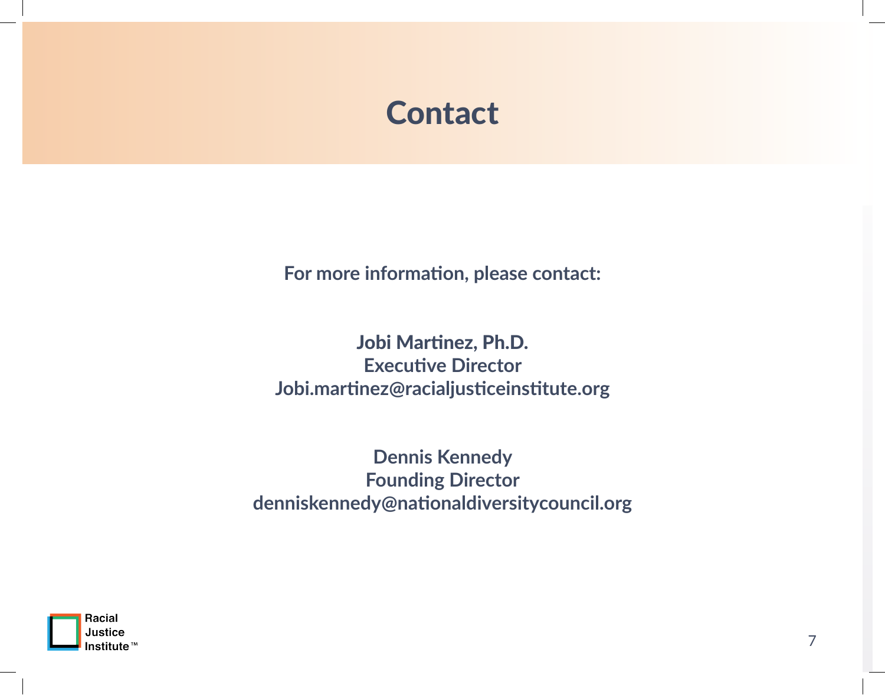# Contact

**For more information, please contact:**

**Jobi Martinez, Ph.D.**
**Executive Director**
**Jobi.martinez@racialjusticeinstitute.org**

**Dennis Kennedy**
**Founding Director**
**denniskennedy@nationaldiversitycouncil.org**

Racial Justice Institute™